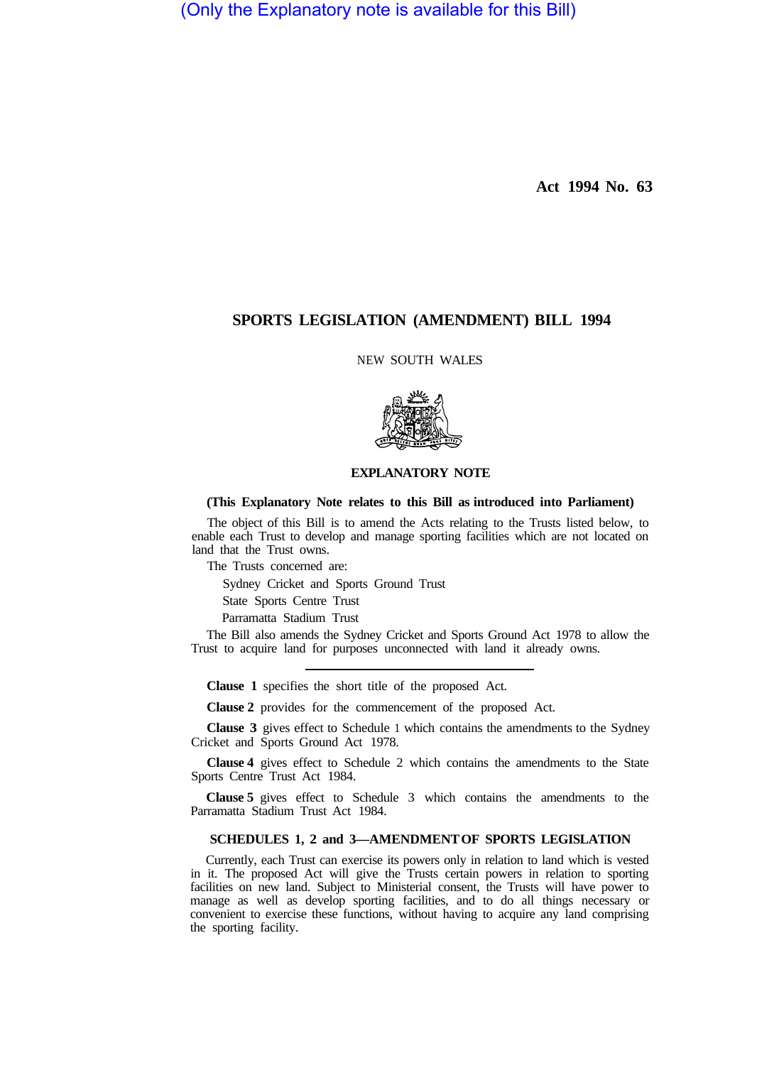(Only the Explanatory note is available for this Bill)

Act 1994 No. 63

# SPORTS LEGISLATION (AMENDMENT) BILL 1994

NEW SOUTH WALES

## EXPLANATORY NOTE

**(This Explanatory Note relates to this Bill as introduced into Parliament)**

The object of this Bill is to amend the Acts relating to the Trusts listed below, to enable each Trust to develop and manage sporting facilities which are not located on land that the Trust owns.

The Trusts concerned are:

Sydney Cricket and Sports Ground Trust

State Sports Centre Trust

Parramatta Stadium Trust

The Bill also amends the Sydney Cricket and Sports Ground Act 1978 to allow the Trust to acquire land for purposes unconnected with land it already owns.

---

**Clause 1** specifies the short title of the proposed Act.

**Clause 2** provides for the commencement of the proposed Act.

**Clause 3** gives effect to Schedule 1 which contains the amendments to the Sydney Cricket and Sports Ground Act 1978.

**Clause 4** gives effect to Schedule 2 which contains the amendments to the State Sports Centre Trust Act 1984.

**Clause 5** gives effect to Schedule 3 which contains the amendments to the Parramatta Stadium Trust Act 1984.

### SCHEDULES 1, 2 and 3—AMENDMENT OF SPORTS LEGISLATION

Currently, each Trust can exercise its powers only in relation to land which is vested in it. The proposed Act will give the Trusts certain powers in relation to sporting facilities on new land. Subject to Ministerial consent, the Trusts will have power to manage as well as develop sporting facilities, and to do all things necessary or convenient to exercise these functions, without having to acquire any land comprising the sporting facility.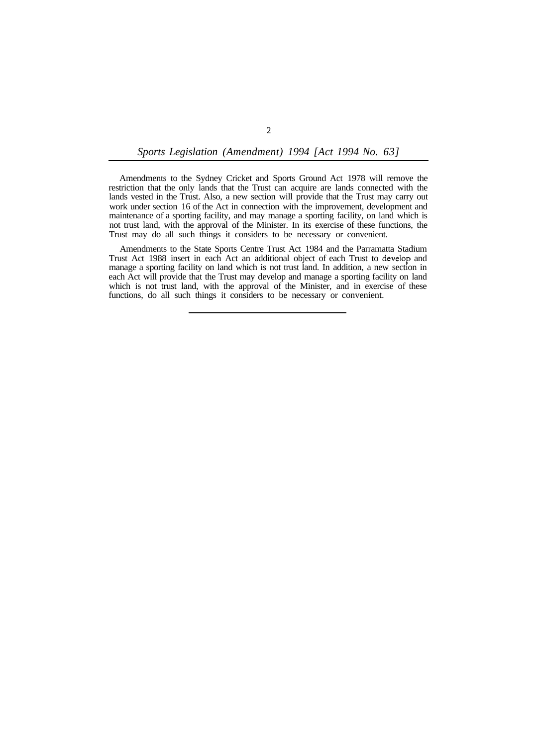Amendments to the Sydney Cricket and Sports Ground Act 1978 will remove the restriction that the only lands that the Trust can acquire are lands connected with the lands vested in the Trust. Also, a new section will provide that the Trust may carry out work under section 16 of the Act in connection with the improvement, development and maintenance of a sporting facility, and may manage a sporting facility, on land which is not trust land, with the approval of the Minister. In its exercise of these functions, the Trust may do all such things it considers to be necessary or convenient.

Amendments to the State Sports Centre Trust Act 1984 and the Parramatta Stadium Trust Act 1988 insert in each Act an additional object of each Trust to develop and manage a sporting facility on land which is not trust land. In addition, a new section in each Act will provide that the Trust may develop and manage a sporting facility on land which is not trust land, with the approval of the Minister, and in exercise of these functions, do all such things it considers to be necessary or convenient.